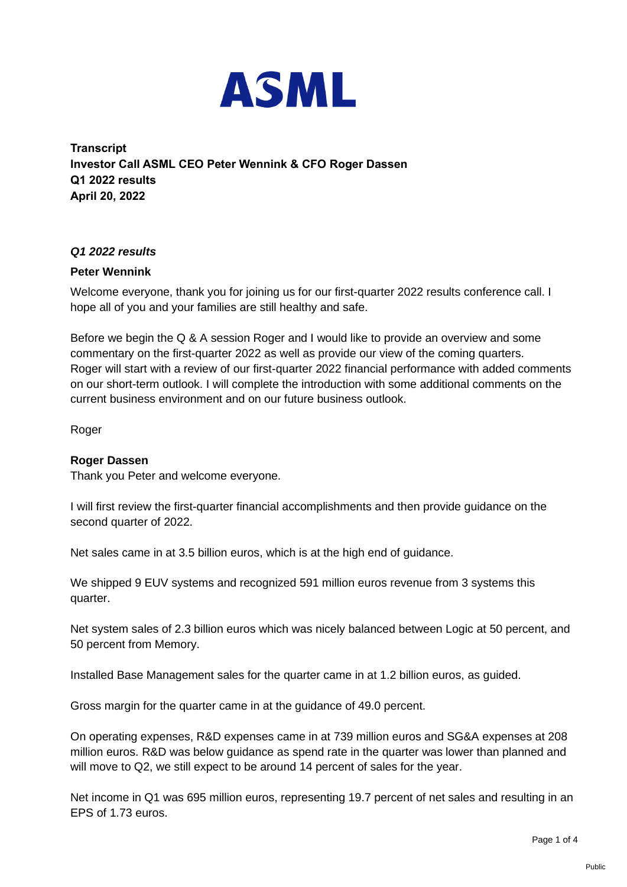# ASML

**Transcript**
**Investor Call ASML CEO Peter Wennink & CFO Roger Dassen**
**Q1 2022 results**
**April 20, 2022**

## *Q1 2022 results*

### Peter Wennink

Welcome everyone, thank you for joining us for our first-quarter 2022 results conference call. I hope all of you and your families are still healthy and safe.

Before we begin the Q & A session Roger and I would like to provide an overview and some commentary on the first-quarter 2022 as well as provide our view of the coming quarters. Roger will start with a review of our first-quarter 2022 financial performance with added comments on our short-term outlook. I will complete the introduction with some additional comments on the current business environment and on our future business outlook.

Roger

### Roger Dassen

Thank you Peter and welcome everyone.

I will first review the first-quarter financial accomplishments and then provide guidance on the second quarter of 2022.

Net sales came in at 3.5 billion euros, which is at the high end of guidance.

We shipped 9 EUV systems and recognized 591 million euros revenue from 3 systems this quarter.

Net system sales of 2.3 billion euros which was nicely balanced between Logic at 50 percent, and 50 percent from Memory.

Installed Base Management sales for the quarter came in at 1.2 billion euros, as guided.

Gross margin for the quarter came in at the guidance of 49.0 percent.

On operating expenses, R&D expenses came in at 739 million euros and SG&A expenses at 208 million euros. R&D was below guidance as spend rate in the quarter was lower than planned and will move to Q2, we still expect to be around 14 percent of sales for the year.

Net income in Q1 was 695 million euros, representing 19.7 percent of net sales and resulting in an EPS of 1.73 euros.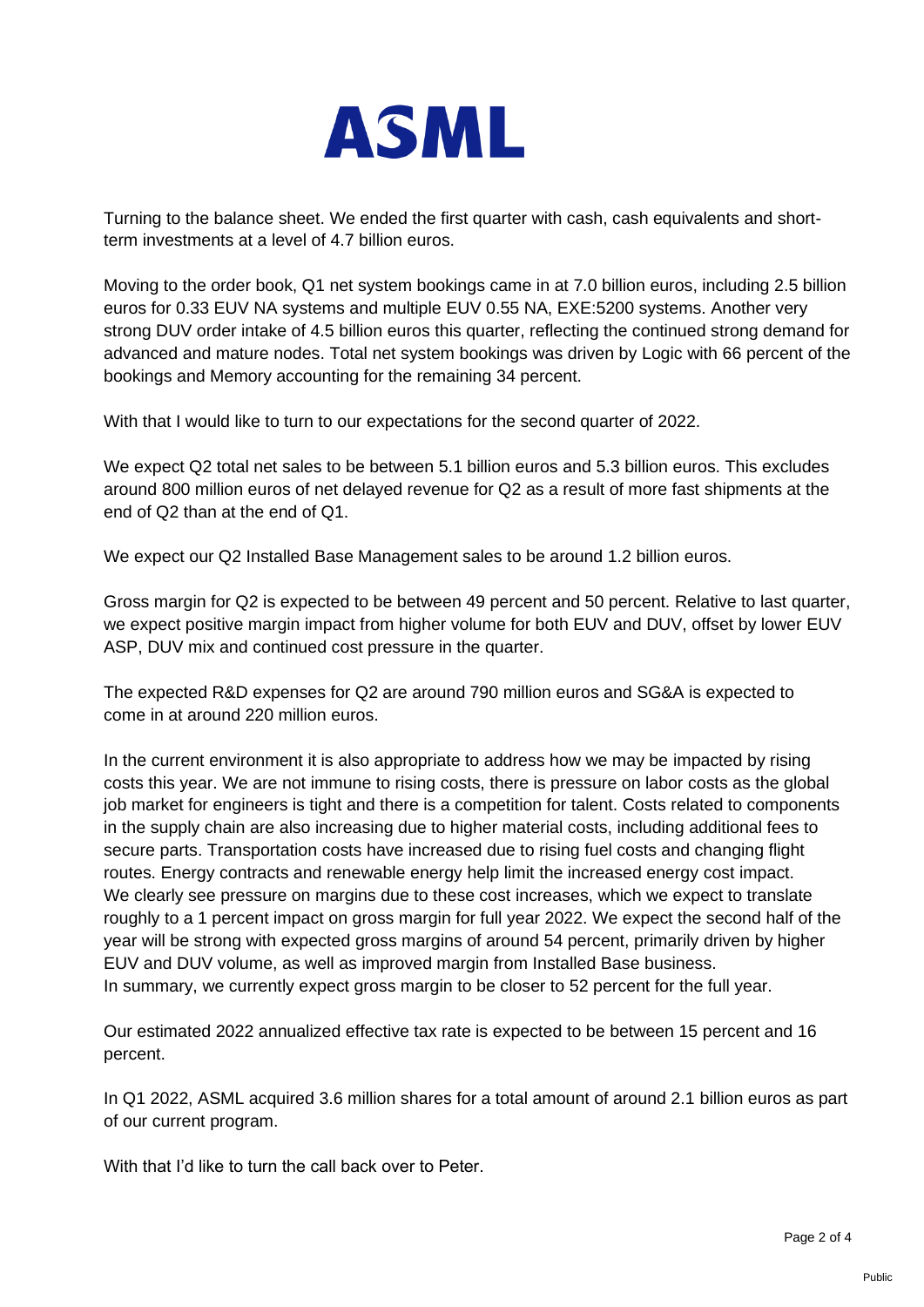Turning to the balance sheet. We ended the first quarter with cash, cash equivalents and short-term investments at a level of 4.7 billion euros.

Moving to the order book, Q1 net system bookings came in at 7.0 billion euros, including 2.5 billion euros for 0.33 EUV NA systems and multiple EUV 0.55 NA, EXE:5200 systems. Another very strong DUV order intake of 4.5 billion euros this quarter, reflecting the continued strong demand for advanced and mature nodes. Total net system bookings was driven by Logic with 66 percent of the bookings and Memory accounting for the remaining 34 percent.

With that I would like to turn to our expectations for the second quarter of 2022.

We expect Q2 total net sales to be between 5.1 billion euros and 5.3 billion euros. This excludes around 800 million euros of net delayed revenue for Q2 as a result of more fast shipments at the end of Q2 than at the end of Q1.

We expect our Q2 Installed Base Management sales to be around 1.2 billion euros.

Gross margin for Q2 is expected to be between 49 percent and 50 percent. Relative to last quarter, we expect positive margin impact from higher volume for both EUV and DUV, offset by lower EUV ASP, DUV mix and continued cost pressure in the quarter.

The expected R&D expenses for Q2 are around 790 million euros and SG&A is expected to come in at around 220 million euros.

In the current environment it is also appropriate to address how we may be impacted by rising costs this year. We are not immune to rising costs, there is pressure on labor costs as the global job market for engineers is tight and there is a competition for talent. Costs related to components in the supply chain are also increasing due to higher material costs, including additional fees to secure parts. Transportation costs have increased due to rising fuel costs and changing flight routes. Energy contracts and renewable energy help limit the increased energy cost impact. We clearly see pressure on margins due to these cost increases, which we expect to translate roughly to a 1 percent impact on gross margin for full year 2022. We expect the second half of the year will be strong with expected gross margins of around 54 percent, primarily driven by higher EUV and DUV volume, as well as improved margin from Installed Base business. In summary, we currently expect gross margin to be closer to 52 percent for the full year.

Our estimated 2022 annualized effective tax rate is expected to be between 15 percent and 16 percent.

In Q1 2022, ASML acquired 3.6 million shares for a total amount of around 2.1 billion euros as part of our current program.

With that I'd like to turn the call back over to Peter.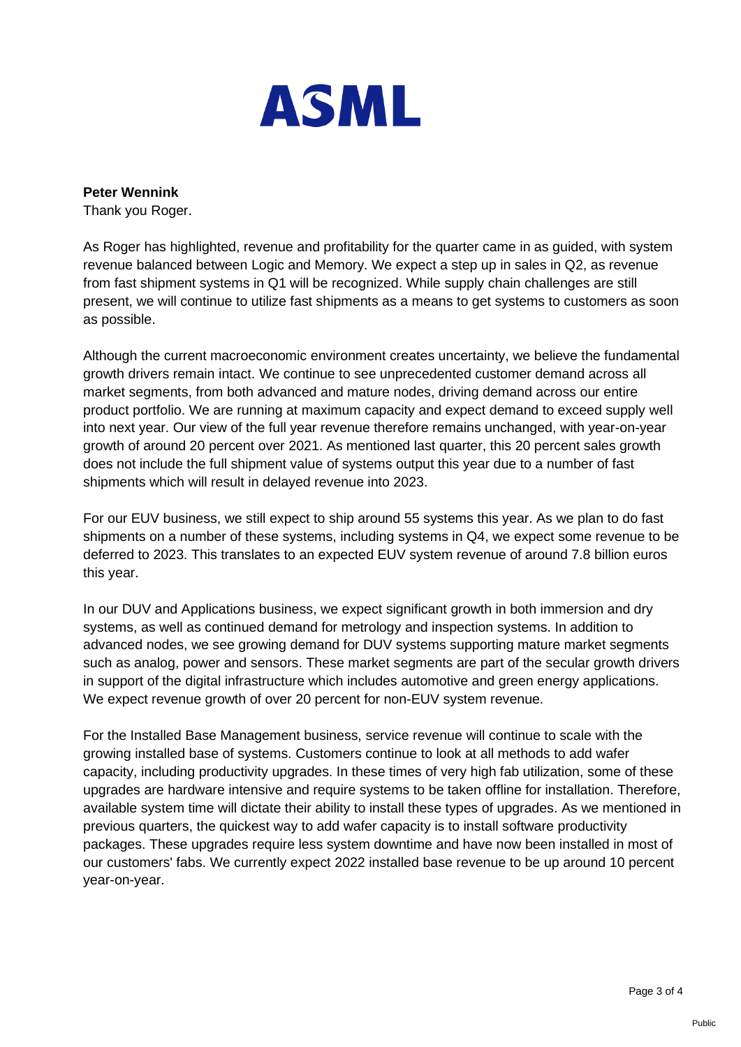**Peter Wennink**
Thank you Roger.

As Roger has highlighted, revenue and profitability for the quarter came in as guided, with system revenue balanced between Logic and Memory. We expect a step up in sales in Q2, as revenue from fast shipment systems in Q1 will be recognized. While supply chain challenges are still present, we will continue to utilize fast shipments as a means to get systems to customers as soon as possible.

Although the current macroeconomic environment creates uncertainty, we believe the fundamental growth drivers remain intact. We continue to see unprecedented customer demand across all market segments, from both advanced and mature nodes, driving demand across our entire product portfolio. We are running at maximum capacity and expect demand to exceed supply well into next year. Our view of the full year revenue therefore remains unchanged, with year-on-year growth of around 20 percent over 2021. As mentioned last quarter, this 20 percent sales growth does not include the full shipment value of systems output this year due to a number of fast shipments which will result in delayed revenue into 2023.

For our EUV business, we still expect to ship around 55 systems this year. As we plan to do fast shipments on a number of these systems, including systems in Q4, we expect some revenue to be deferred to 2023. This translates to an expected EUV system revenue of around 7.8 billion euros this year.

In our DUV and Applications business, we expect significant growth in both immersion and dry systems, as well as continued demand for metrology and inspection systems. In addition to advanced nodes, we see growing demand for DUV systems supporting mature market segments such as analog, power and sensors. These market segments are part of the secular growth drivers in support of the digital infrastructure which includes automotive and green energy applications. We expect revenue growth of over 20 percent for non-EUV system revenue.

For the Installed Base Management business, service revenue will continue to scale with the growing installed base of systems. Customers continue to look at all methods to add wafer capacity, including productivity upgrades. In these times of very high fab utilization, some of these upgrades are hardware intensive and require systems to be taken offline for installation. Therefore, available system time will dictate their ability to install these types of upgrades. As we mentioned in previous quarters, the quickest way to add wafer capacity is to install software productivity packages. These upgrades require less system downtime and have now been installed in most of our customers' fabs. We currently expect 2022 installed base revenue to be up around 10 percent year-on-year.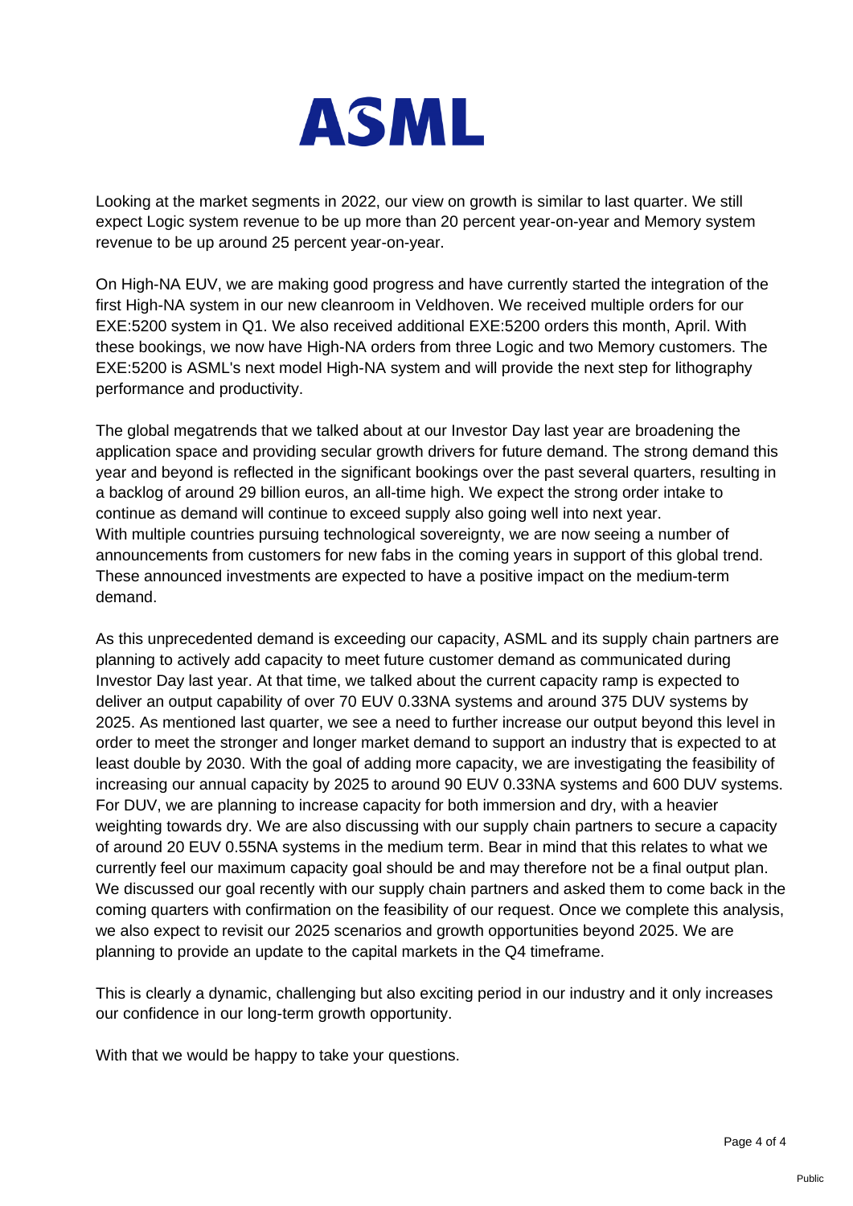Looking at the market segments in 2022, our view on growth is similar to last quarter. We still expect Logic system revenue to be up more than 20 percent year-on-year and Memory system revenue to be up around 25 percent year-on-year.

On High-NA EUV, we are making good progress and have currently started the integration of the first High-NA system in our new cleanroom in Veldhoven. We received multiple orders for our EXE:5200 system in Q1. We also received additional EXE:5200 orders this month, April. With these bookings, we now have High-NA orders from three Logic and two Memory customers. The EXE:5200 is ASML's next model High-NA system and will provide the next step for lithography performance and productivity.

The global megatrends that we talked about at our Investor Day last year are broadening the application space and providing secular growth drivers for future demand. The strong demand this year and beyond is reflected in the significant bookings over the past several quarters, resulting in a backlog of around 29 billion euros, an all-time high. We expect the strong order intake to continue as demand will continue to exceed supply also going well into next year.
With multiple countries pursuing technological sovereignty, we are now seeing a number of announcements from customers for new fabs in the coming years in support of this global trend. These announced investments are expected to have a positive impact on the medium-term demand.

As this unprecedented demand is exceeding our capacity, ASML and its supply chain partners are planning to actively add capacity to meet future customer demand as communicated during Investor Day last year. At that time, we talked about the current capacity ramp is expected to deliver an output capability of over 70 EUV 0.33NA systems and around 375 DUV systems by 2025. As mentioned last quarter, we see a need to further increase our output beyond this level in order to meet the stronger and longer market demand to support an industry that is expected to at least double by 2030. With the goal of adding more capacity, we are investigating the feasibility of increasing our annual capacity by 2025 to around 90 EUV 0.33NA systems and 600 DUV systems. For DUV, we are planning to increase capacity for both immersion and dry, with a heavier weighting towards dry. We are also discussing with our supply chain partners to secure a capacity of around 20 EUV 0.55NA systems in the medium term. Bear in mind that this relates to what we currently feel our maximum capacity goal should be and may therefore not be a final output plan. We discussed our goal recently with our supply chain partners and asked them to come back in the coming quarters with confirmation on the feasibility of our request. Once we complete this analysis, we also expect to revisit our 2025 scenarios and growth opportunities beyond 2025. We are planning to provide an update to the capital markets in the Q4 timeframe.

This is clearly a dynamic, challenging but also exciting period in our industry and it only increases our confidence in our long-term growth opportunity.

With that we would be happy to take your questions.